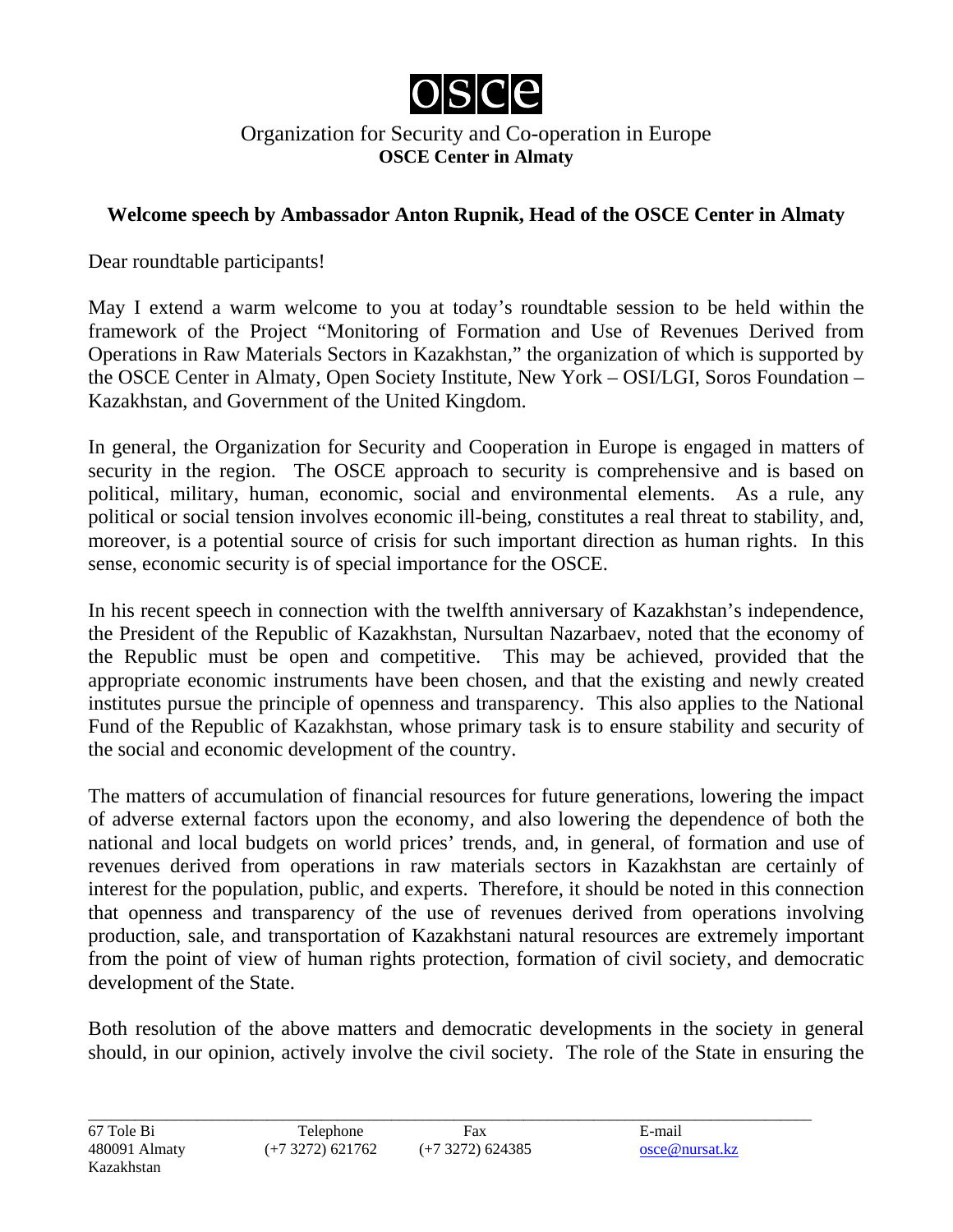# OSCE

Organization for Security and Co-operation in Europe
**OSCE Center in Almaty**

## Welcome speech by Ambassador Anton Rupnik, Head of the OSCE Center in Almaty

Dear roundtable participants!

May I extend a warm welcome to you at today's roundtable session to be held within the framework of the Project "Monitoring of Formation and Use of Revenues Derived from Operations in Raw Materials Sectors in Kazakhstan," the organization of which is supported by the OSCE Center in Almaty, Open Society Institute, New York – OSI/LGI, Soros Foundation – Kazakhstan, and Government of the United Kingdom.

In general, the Organization for Security and Cooperation in Europe is engaged in matters of security in the region. The OSCE approach to security is comprehensive and is based on political, military, human, economic, social and environmental elements. As a rule, any political or social tension involves economic ill-being, constitutes a real threat to stability, and, moreover, is a potential source of crisis for such important direction as human rights. In this sense, economic security is of special importance for the OSCE.

In his recent speech in connection with the twelfth anniversary of Kazakhstan's independence, the President of the Republic of Kazakhstan, Nursultan Nazarbaev, noted that the economy of the Republic must be open and competitive. This may be achieved, provided that the appropriate economic instruments have been chosen, and that the existing and newly created institutes pursue the principle of openness and transparency. This also applies to the National Fund of the Republic of Kazakhstan, whose primary task is to ensure stability and security of the social and economic development of the country.

The matters of accumulation of financial resources for future generations, lowering the impact of adverse external factors upon the economy, and also lowering the dependence of both the national and local budgets on world prices' trends, and, in general, of formation and use of revenues derived from operations in raw materials sectors in Kazakhstan are certainly of interest for the population, public, and experts. Therefore, it should be noted in this connection that openness and transparency of the use of revenues derived from operations involving production, sale, and transportation of Kazakhstani natural resources are extremely important from the point of view of human rights protection, formation of civil society, and democratic development of the State.

Both resolution of the above matters and democratic developments in the society in general should, in our opinion, actively involve the civil society. The role of the State in ensuring the

---

67 Tole Bi
480091 Almaty
Kazakhstan

Telephone (+7 3272) 621762

Fax (+7 3272) 624385

E-mail osce@nursat.kz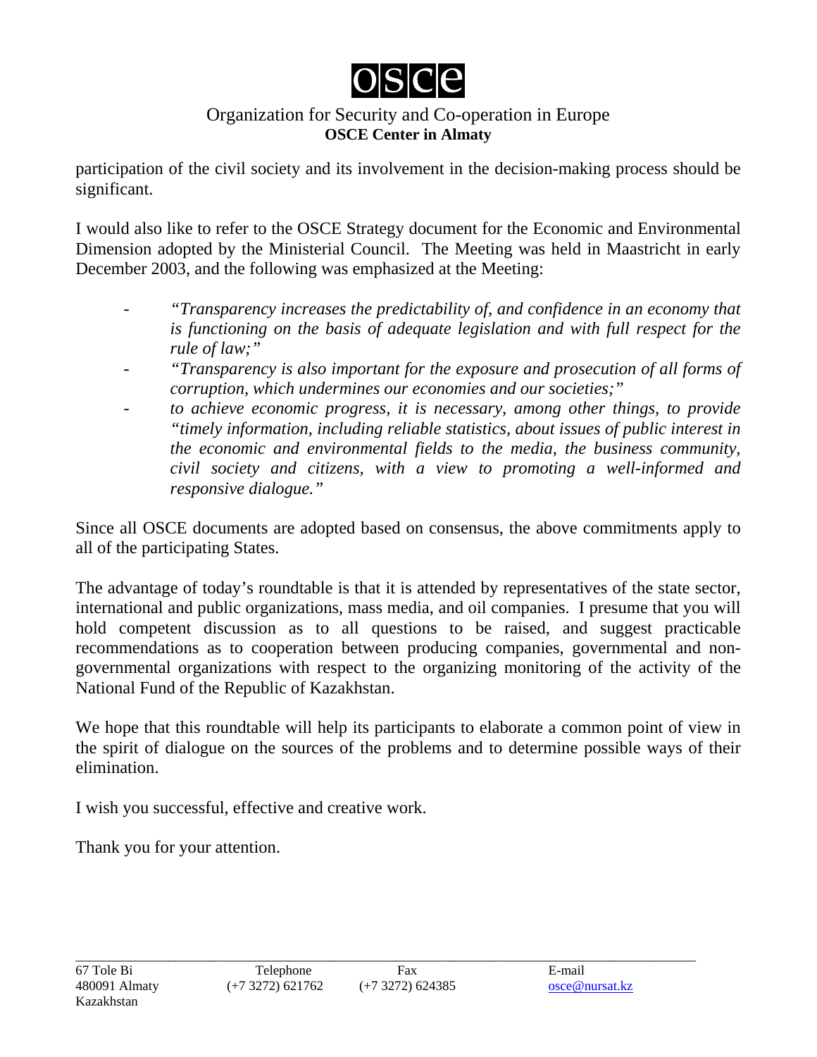participation of the civil society and its involvement in the decision-making process should be significant.

I would also like to refer to the OSCE Strategy document for the Economic and Environmental Dimension adopted by the Ministerial Council. The Meeting was held in Maastricht in early December 2003, and the following was emphasized at the Meeting:

- *"Transparency increases the predictability of, and confidence in an economy that is functioning on the basis of adequate legislation and with full respect for the rule of law;"*
- *"Transparency is also important for the exposure and prosecution of all forms of corruption, which undermines our economies and our societies;"*
- *to achieve economic progress, it is necessary, among other things, to provide "timely information, including reliable statistics, about issues of public interest in the economic and environmental fields to the media, the business community, civil society and citizens, with a view to promoting a well-informed and responsive dialogue."*

Since all OSCE documents are adopted based on consensus, the above commitments apply to all of the participating States.

The advantage of today's roundtable is that it is attended by representatives of the state sector, international and public organizations, mass media, and oil companies. I presume that you will hold competent discussion as to all questions to be raised, and suggest practicable recommendations as to cooperation between producing companies, governmental and non-governmental organizations with respect to the organizing monitoring of the activity of the National Fund of the Republic of Kazakhstan.

We hope that this roundtable will help its participants to elaborate a common point of view in the spirit of dialogue on the sources of the problems and to determine possible ways of their elimination.

I wish you successful, effective and creative work.

Thank you for your attention.